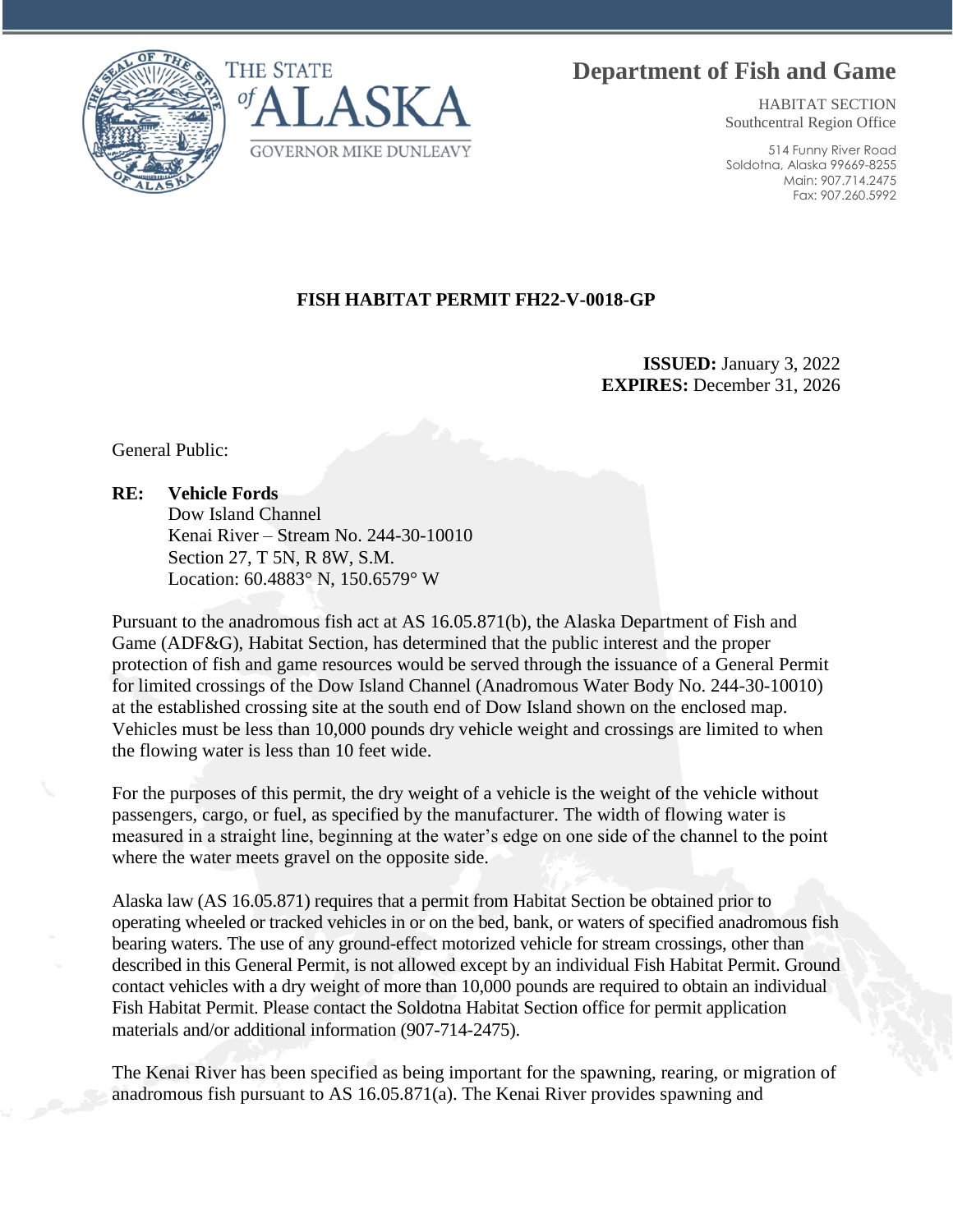THE STATE of ALASKA

GOVERNOR MIKE DUNLEAVY

# Department of Fish and Game

HABITAT SECTION
Southcentral Region Office

514 Funny River Road
Soldotna, Alaska 99669-8255
Main: 907.714.2475
Fax: 907.260.5992

## FISH HABITAT PERMIT FH22-V-0018-GP

**ISSUED:** January 3, 2022
**EXPIRES:** December 31, 2026

General Public:

**RE: Vehicle Fords**
Dow Island Channel
Kenai River – Stream No. 244-30-10010
Section 27, T 5N, R 8W, S.M.
Location: 60.4883° N, 150.6579° W

Pursuant to the anadromous fish act at AS 16.05.871(b), the Alaska Department of Fish and Game (ADF&G), Habitat Section, has determined that the public interest and the proper protection of fish and game resources would be served through the issuance of a General Permit for limited crossings of the Dow Island Channel (Anadromous Water Body No. 244-30-10010) at the established crossing site at the south end of Dow Island shown on the enclosed map. Vehicles must be less than 10,000 pounds dry vehicle weight and crossings are limited to when the flowing water is less than 10 feet wide.

For the purposes of this permit, the dry weight of a vehicle is the weight of the vehicle without passengers, cargo, or fuel, as specified by the manufacturer. The width of flowing water is measured in a straight line, beginning at the water's edge on one side of the channel to the point where the water meets gravel on the opposite side.

Alaska law (AS 16.05.871) requires that a permit from Habitat Section be obtained prior to operating wheeled or tracked vehicles in or on the bed, bank, or waters of specified anadromous fish bearing waters. The use of any ground-effect motorized vehicle for stream crossings, other than described in this General Permit, is not allowed except by an individual Fish Habitat Permit. Ground contact vehicles with a dry weight of more than 10,000 pounds are required to obtain an individual Fish Habitat Permit. Please contact the Soldotna Habitat Section office for permit application materials and/or additional information (907-714-2475).

The Kenai River has been specified as being important for the spawning, rearing, or migration of anadromous fish pursuant to AS 16.05.871(a). The Kenai River provides spawning and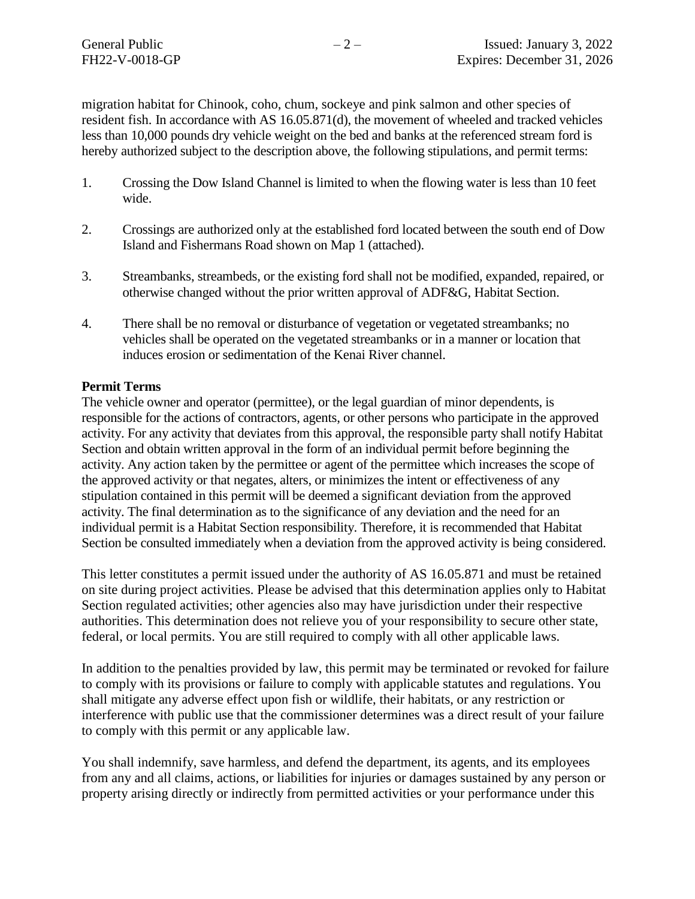migration habitat for Chinook, coho, chum, sockeye and pink salmon and other species of resident fish. In accordance with AS 16.05.871(d), the movement of wheeled and tracked vehicles less than 10,000 pounds dry vehicle weight on the bed and banks at the referenced stream ford is hereby authorized subject to the description above, the following stipulations, and permit terms:

1. Crossing the Dow Island Channel is limited to when the flowing water is less than 10 feet wide.

2. Crossings are authorized only at the established ford located between the south end of Dow Island and Fishermans Road shown on Map 1 (attached).

3. Streambanks, streambeds, or the existing ford shall not be modified, expanded, repaired, or otherwise changed without the prior written approval of ADF&G, Habitat Section.

4. There shall be no removal or disturbance of vegetation or vegetated streambanks; no vehicles shall be operated on the vegetated streambanks or in a manner or location that induces erosion or sedimentation of the Kenai River channel.

**Permit Terms**

The vehicle owner and operator (permittee), or the legal guardian of minor dependents, is responsible for the actions of contractors, agents, or other persons who participate in the approved activity. For any activity that deviates from this approval, the responsible party shall notify Habitat Section and obtain written approval in the form of an individual permit before beginning the activity. Any action taken by the permittee or agent of the permittee which increases the scope of the approved activity or that negates, alters, or minimizes the intent or effectiveness of any stipulation contained in this permit will be deemed a significant deviation from the approved activity. The final determination as to the significance of any deviation and the need for an individual permit is a Habitat Section responsibility. Therefore, it is recommended that Habitat Section be consulted immediately when a deviation from the approved activity is being considered.

This letter constitutes a permit issued under the authority of AS 16.05.871 and must be retained on site during project activities. Please be advised that this determination applies only to Habitat Section regulated activities; other agencies also may have jurisdiction under their respective authorities. This determination does not relieve you of your responsibility to secure other state, federal, or local permits. You are still required to comply with all other applicable laws.

In addition to the penalties provided by law, this permit may be terminated or revoked for failure to comply with its provisions or failure to comply with applicable statutes and regulations. You shall mitigate any adverse effect upon fish or wildlife, their habitats, or any restriction or interference with public use that the commissioner determines was a direct result of your failure to comply with this permit or any applicable law.

You shall indemnify, save harmless, and defend the department, its agents, and its employees from any and all claims, actions, or liabilities for injuries or damages sustained by any person or property arising directly or indirectly from permitted activities or your performance under this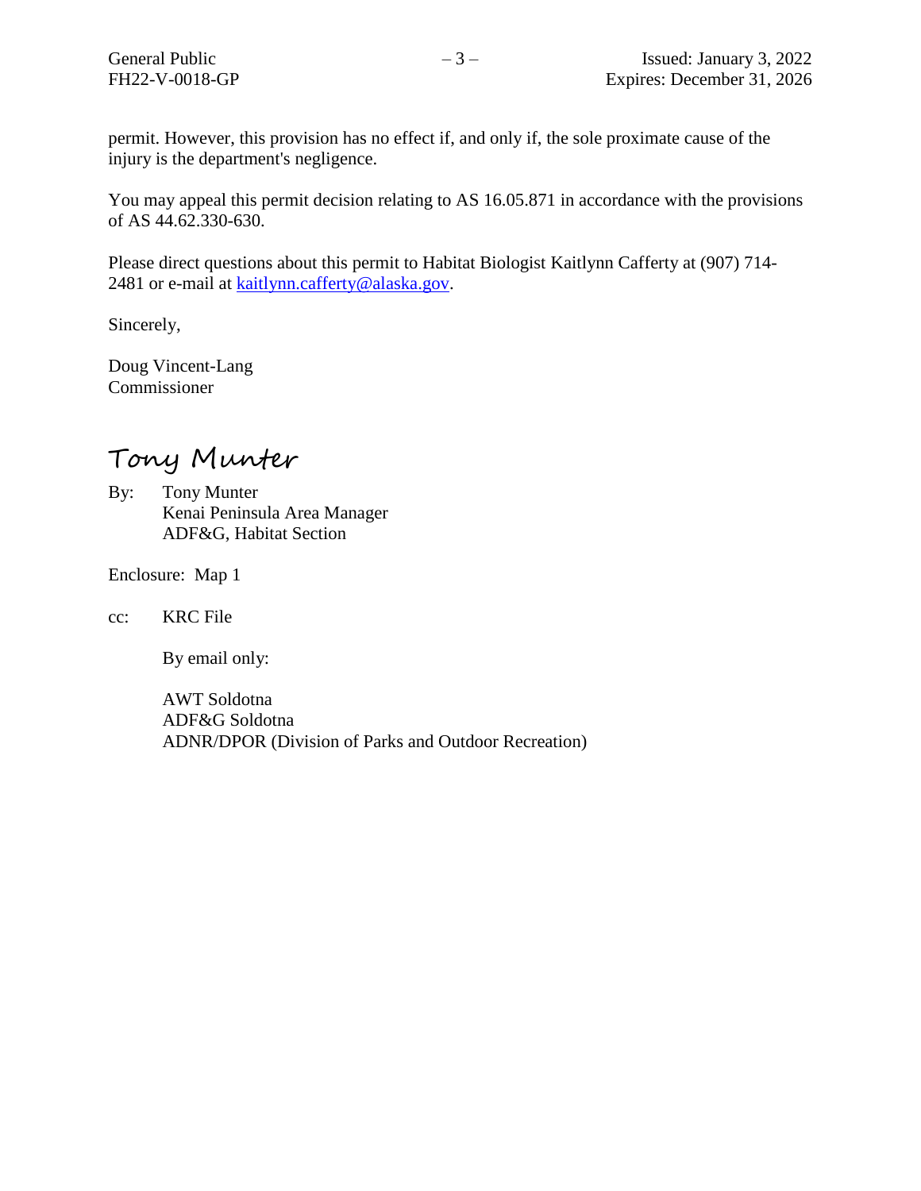permit. However, this provision has no effect if, and only if, the sole proximate cause of the injury is the department's negligence.

You may appeal this permit decision relating to AS 16.05.871 in accordance with the provisions of AS 44.62.330-630.

Please direct questions about this permit to Habitat Biologist Kaitlynn Cafferty at (907) 714-2481 or e-mail at kaitlynn.cafferty@alaska.gov.

Sincerely,

Doug Vincent-Lang
Commissioner

Tony Munter

By: Tony Munter
Kenai Peninsula Area Manager
ADF&G, Habitat Section

Enclosure: Map 1

cc: KRC File

By email only:

AWT Soldotna
ADF&G Soldotna
ADNR/DPOR (Division of Parks and Outdoor Recreation)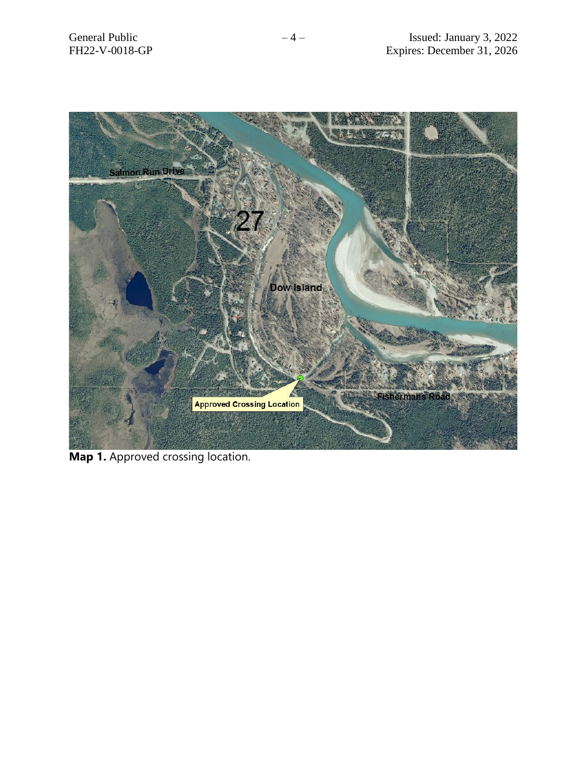Salmon Run Drive

27

Dow Island

Approved Crossing Location

Fishermans Road

**Map 1.** Approved crossing location.